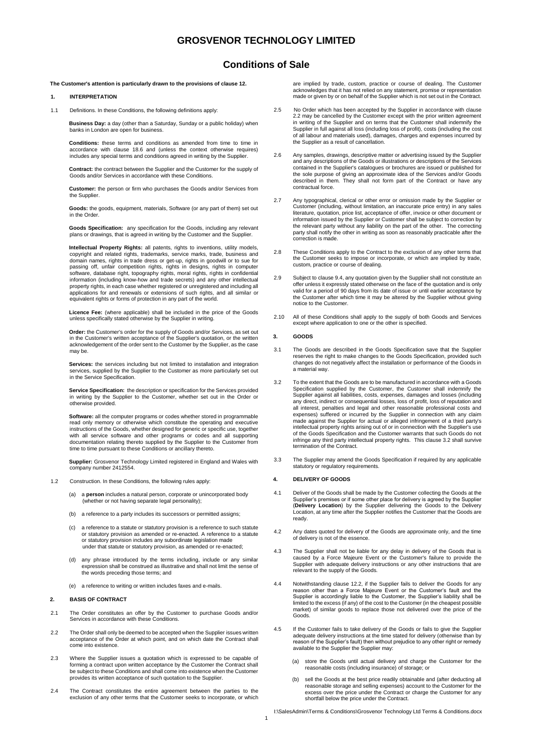# GROSVENOR TECHNOLOGY LIMITED

## Conditions of Sale

**The Customer's attention is particularly drawn to the provisions of clause 12.**

### 1. INTERPRETATION

1.1 Definitions. In these Conditions, the following definitions apply:

**Business Day:** a day (other than a Saturday, Sunday or a public holiday) when banks in London are open for business.

**Conditions:** these terms and conditions as amended from time to time in accordance with clause 18.6 and (unless the context otherwise requires) includes any special terms and conditions agreed in writing by the Supplier.

**Contract:** the contract between the Supplier and the Customer for the supply of Goods and/or Services in accordance with these Conditions.

**Customer:** the person or firm who purchases the Goods and/or Services from the Supplier.

**Goods:** the goods, equipment, materials, Software (or any part of them) set out in the Order.

**Goods Specification:** any specification for the Goods, including any relevant plans or drawings, that is agreed in writing by the Customer and the Supplier.

**Intellectual Property Rights:** all patents, rights to inventions, utility models, copyright and related rights, trademarks, service marks, trade, business and domain names, rights in trade dress or get-up, rights in goodwill or to sue for passing off, unfair competition rights, rights in designs, rights in computer software, database right, topography rights, moral rights, rights in confidential information (including know-how and trade secrets) and any other intellectual property rights, in each case whether registered or unregistered and including all applications for and renewals or extensions of such rights, and all similar or equivalent rights or forms of protection in any part of the world.

**Licence Fee:** (where applicable) shall be included in the price of the Goods unless specifically stated otherwise by the Supplier in writing.

**Order:** the Customer's order for the supply of Goods and/or Services, as set out in the Customer's written acceptance of the Supplier's quotation, or the written acknowledgement of the order sent to the Customer by the Supplier, as the case may be.

**Services:** the services including but not limited to installation and integration services, supplied by the Supplier to the Customer as more particularly set out in the Service Specification.

**Service Specification:** the description or specification for the Services provided in writing by the Supplier to the Customer, whether set out in the Order or otherwise provided.

**Software:** all the computer programs or codes whether stored in programmable read only memory or otherwise which constitute the operating and executive instructions of the Goods, whether designed for generic or specific use, together with all service software and other programs or codes and all supporting documentation relating thereto supplied by the Supplier to the Customer from time to time pursuant to these Conditions or ancillary thereto.

**Supplier:** Grosvenor Technology Limited registered in England and Wales with company number 2412554.

1.2 Construction. In these Conditions, the following rules apply:

(a) a **person** includes a natural person, corporate or unincorporated body (whether or not having separate legal personality);

(b) a reference to a party includes its successors or permitted assigns;

(c) a reference to a statute or statutory provision is a reference to such statute or statutory provision as amended or re-enacted. A reference to a statute or statutory provision includes any subordinate legislation made under that statute or statutory provision, as amended or re-enacted;

(d) any phrase introduced by the terms including, include or any similar expression shall be construed as illustrative and shall not limit the sense of the words preceding those terms; and

(e) a reference to writing or written includes faxes and e-mails.

### 2. BASIS OF CONTRACT

2.1 The Order constitutes an offer by the Customer to purchase Goods and/or Services in accordance with these Conditions.

2.2 The Order shall only be deemed to be accepted when the Supplier issues written acceptance of the Order at which point, and on which date the Contract shall come into existence.

2.3 Where the Supplier issues a quotation which is expressed to be capable of forming a contract upon written acceptance by the Customer the Contract shall be subject to these Conditions and shall come into existence when the Customer provides its written acceptance of such quotation to the Supplier.

2.4 The Contract constitutes the entire agreement between the parties to the exclusion of any other terms that the Customer seeks to incorporate, or which are implied by trade, custom, practice or course of dealing. The Customer acknowledges that it has not relied on any statement, promise or representation made or given by or on behalf of the Supplier which is not set out in the Contract.

2.5 No Order which has been accepted by the Supplier in accordance with clause 2.2 may be cancelled by the Customer except with the prior written agreement in writing of the Supplier and on terms that the Customer shall indemnify the Supplier in full against all loss (including loss of profit), costs (including the cost of all labour and materials used), damages, charges and expenses incurred by the Supplier as a result of cancellation.

2.6 Any samples, drawings, descriptive matter or advertising issued by the Supplier and any descriptions of the Goods or illustrations or descriptions of the Services contained in the Supplier's catalogues or brochures are issued or published for the sole purpose of giving an approximate idea of the Services and/or Goods described in them. They shall not form part of the Contract or have any contractual force.

2.7 Any typographical, clerical or other error or omission made by the Supplier or Customer (including, without limitation, an inaccurate price entry) in any sales literature, quotation, price list, acceptance of offer, invoice or other document or information issued by the Supplier or Customer shall be subject to correction by the relevant party without any liability on the part of the other. The correcting party shall notify the other in writing as soon as reasonably practicable after the correction is made.

2.8 These Conditions apply to the Contract to the exclusion of any other terms that the Customer seeks to impose or incorporate, or which are implied by trade, custom, practice or course of dealing.

2.9 Subject to clause 9.4, any quotation given by the Supplier shall not constitute an offer unless it expressly stated otherwise on the face of the quotation and is only valid for a period of 90 days from its date of issue or until earlier acceptance by the Customer after which time it may be altered by the Supplier without giving notice to the Customer.

2.10 All of these Conditions shall apply to the supply of both Goods and Services except where application to one or the other is specified.

### 3. GOODS

3.1 The Goods are described in the Goods Specification save that the Supplier reserves the right to make changes to the Goods Specification, provided such changes do not negatively affect the installation or performance of the Goods in a material way.

3.2 To the extent that the Goods are to be manufactured in accordance with a Goods Specification supplied by the Customer, the Customer shall indemnify the Supplier against all liabilities, costs, expenses, damages and losses (including any direct, indirect or consequential losses, loss of profit, loss of reputation and all interest, penalties and legal and other reasonable professional costs and expenses) suffered or incurred by the Supplier in connection with any claim made against the Supplier for actual or alleged infringement of a third party's intellectual property rights arising out of or in connection with the Supplier's use of the Goods Specification and the Customer warrants that such Goods do not infringe any third party intellectual property rights. This clause 3.2 shall survive termination of the Contract.

3.3 The Supplier may amend the Goods Specification if required by any applicable statutory or regulatory requirements.

### 4. DELIVERY OF GOODS

4.1 Deliver of the Goods shall be made by the Customer collecting the Goods at the Supplier's premises or if some other place for delivery is agreed by the Supplier (**Delivery Location**) by the Supplier delivering the Goods to the Delivery Location, at any time after the Supplier notifies the Customer that the Goods are ready.

4.2 Any dates quoted for delivery of the Goods are approximate only, and the time of delivery is not of the essence.

4.3 The Supplier shall not be liable for any delay in delivery of the Goods that is caused by a Force Majeure Event or the Customer's failure to provide the Supplier with adequate delivery instructions or any other instructions that are relevant to the supply of the Goods.

4.4 Notwithstanding clause 12.2, if the Supplier fails to deliver the Goods for any reason other than a Force Majeure Event or the Customer's fault and the Supplier is accordingly liable to the Customer, the Supplier's liability shall be limited to the excess (if any) of the cost to the Customer (in the cheapest possible market) of similar goods to replace those not delivered over the price of the Goods.

4.5 If the Customer fails to take delivery of the Goods or fails to give the Supplier adequate delivery instructions at the time stated for delivery (otherwise than by reason of the Supplier's fault) then without prejudice to any other right or remedy available to the Supplier the Supplier may:

(a) store the Goods until actual delivery and charge the Customer for the reasonable costs (including insurance) of storage; or

(b) sell the Goods at the best price readily obtainable and (after deducting all reasonable storage and selling expenses) account to the Customer for the excess over the price under the Contract or charge the Customer for any shortfall below the price under the Contract.

I:\SalesAdmin\Terms & Conditions\Grosvenor Technology Ltd Terms & Conditions.docx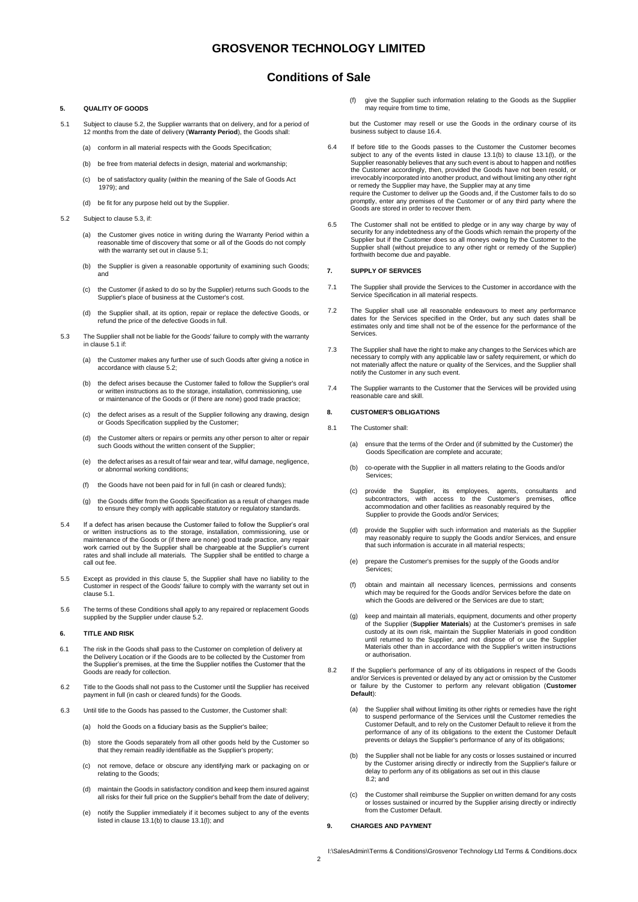# GROSVENOR TECHNOLOGY LIMITED

## Conditions of Sale

### 5. QUALITY OF GOODS

5.1 Subject to clause 5.2, the Supplier warrants that on delivery, and for a period of 12 months from the date of delivery (**Warranty Period**), the Goods shall:

(a) conform in all material respects with the Goods Specification;

(b) be free from material defects in design, material and workmanship;

(c) be of satisfactory quality (within the meaning of the Sale of Goods Act 1979); and

(d) be fit for any purpose held out by the Supplier.

5.2 Subject to clause 5.3, if:

(a) the Customer gives notice in writing during the Warranty Period within a reasonable time of discovery that some or all of the Goods do not comply with the warranty set out in clause 5.1;

(b) the Supplier is given a reasonable opportunity of examining such Goods; and

(c) the Customer (if asked to do so by the Supplier) returns such Goods to the Supplier's place of business at the Customer's cost.

(d) the Supplier shall, at its option, repair or replace the defective Goods, or refund the price of the defective Goods in full.

5.3 The Supplier shall not be liable for the Goods' failure to comply with the warranty in clause 5.1 if:

(a) the Customer makes any further use of such Goods after giving a notice in accordance with clause 5.2;

(b) the defect arises because the Customer failed to follow the Supplier's oral or written instructions as to the storage, installation, commissioning, use or maintenance of the Goods or (if there are none) good trade practice;

(c) the defect arises as a result of the Supplier following any drawing, design or Goods Specification supplied by the Customer;

(d) the Customer alters or repairs or permits any other person to alter or repair such Goods without the written consent of the Supplier;

(e) the defect arises as a result of fair wear and tear, wilful damage, negligence, or abnormal working conditions;

(f) the Goods have not been paid for in full (in cash or cleared funds);

(g) the Goods differ from the Goods Specification as a result of changes made to ensure they comply with applicable statutory or regulatory standards.

5.4 If a defect has arisen because the Customer failed to follow the Supplier's oral or written instructions as to the storage, installation, commissioning, use or maintenance of the Goods or (if there are none) good trade practice, any repair work carried out by the Supplier shall be chargeable at the Supplier's current rates and shall include all materials. The Supplier shall be entitled to charge a call out fee.

5.5 Except as provided in this clause 5, the Supplier shall have no liability to the Customer in respect of the Goods' failure to comply with the warranty set out in clause 5.1.

5.6 The terms of these Conditions shall apply to any repaired or replacement Goods supplied by the Supplier under clause 5.2.

### 6. TITLE AND RISK

6.1 The risk in the Goods shall pass to the Customer on completion of delivery at the Delivery Location or if the Goods are to be collected by the Customer from the Supplier's premises, at the time the Supplier notifies the Customer that the Goods are ready for collection.

6.2 Title to the Goods shall not pass to the Customer until the Supplier has received payment in full (in cash or cleared funds) for the Goods.

6.3 Until title to the Goods has passed to the Customer, the Customer shall:

(a) hold the Goods on a fiduciary basis as the Supplier's bailee;

(b) store the Goods separately from all other goods held by the Customer so that they remain readily identifiable as the Supplier's property;

(c) not remove, deface or obscure any identifying mark or packaging on or relating to the Goods;

(d) maintain the Goods in satisfactory condition and keep them insured against all risks for their full price on the Supplier's behalf from the date of delivery;

(e) notify the Supplier immediately if it becomes subject to any of the events listed in clause 13.1(b) to clause 13.1(l); and

(f) give the Supplier such information relating to the Goods as the Supplier may require from time to time,

but the Customer may resell or use the Goods in the ordinary course of its business subject to clause 16.4.

6.4 If before title to the Goods passes to the Customer the Customer becomes subject to any of the events listed in clause 13.1(b) to clause 13.1(l), or the Supplier reasonably believes that any such event is about to happen and notifies the Customer accordingly, then, provided the Goods have not been resold, or irrevocably incorporated into another product, and without limiting any other right or remedy the Supplier may have, the Supplier may at any time require the Customer to deliver up the Goods and, if the Customer fails to do so promptly, enter any premises of the Customer or of any third party where the Goods are stored in order to recover them.

6.5 The Customer shall not be entitled to pledge or in any way charge by way of security for any indebtedness any of the Goods which remain the property of the Supplier but if the Customer does so all moneys owing by the Customer to the Supplier shall (without prejudice to any other right or remedy of the Supplier) forthwith become due and payable.

### 7. SUPPLY OF SERVICES

7.1 The Supplier shall provide the Services to the Customer in accordance with the Service Specification in all material respects.

7.2 The Supplier shall use all reasonable endeavours to meet any performance dates for the Services specified in the Order, but any such dates shall be estimates only and time shall not be of the essence for the performance of the Services.

7.3 The Supplier shall have the right to make any changes to the Services which are necessary to comply with any applicable law or safety requirement, or which do not materially affect the nature or quality of the Services, and the Supplier shall notify the Customer in any such event.

7.4 The Supplier warrants to the Customer that the Services will be provided using reasonable care and skill.

### 8. CUSTOMER'S OBLIGATIONS

8.1 The Customer shall:

(a) ensure that the terms of the Order and (if submitted by the Customer) the Goods Specification are complete and accurate;

(b) co-operate with the Supplier in all matters relating to the Goods and/or Services;

(c) provide the Supplier, its employees, agents, consultants and subcontractors, with access to the Customer's premises, office accommodation and other facilities as reasonably required by the Supplier to provide the Goods and/or Services;

(d) provide the Supplier with such information and materials as the Supplier may reasonably require to supply the Goods and/or Services, and ensure that such information is accurate in all material respects;

(e) prepare the Customer's premises for the supply of the Goods and/or Services;

(f) obtain and maintain all necessary licences, permissions and consents which may be required for the Goods and/or Services before the date on which the Goods are delivered or the Services are due to start;

(g) keep and maintain all materials, equipment, documents and other property of the Supplier (**Supplier Materials**) at the Customer's premises in safe custody at its own risk, maintain the Supplier Materials in good condition until returned to the Supplier, and not dispose of or use the Supplier Materials other than in accordance with the Supplier's written instructions or authorisation.

8.2 If the Supplier's performance of any of its obligations in respect of the Goods and/or Services is prevented or delayed by any act or omission by the Customer or failure by the Customer to perform any relevant obligation (**Customer Default**):

(a) the Supplier shall without limiting its other rights or remedies have the right to suspend performance of the Services until the Customer remedies the Customer Default, and to rely on the Customer Default to relieve it from the performance of any of its obligations to the extent the Customer Default prevents or delays the Supplier's performance of any of its obligations;

(b) the Supplier shall not be liable for any costs or losses sustained or incurred by the Customer arising directly or indirectly from the Supplier's failure or delay to perform any of its obligations as set out in this clause 8.2; and

(c) the Customer shall reimburse the Supplier on written demand for any costs or losses sustained or incurred by the Supplier arising directly or indirectly from the Customer Default.

### 9. CHARGES AND PAYMENT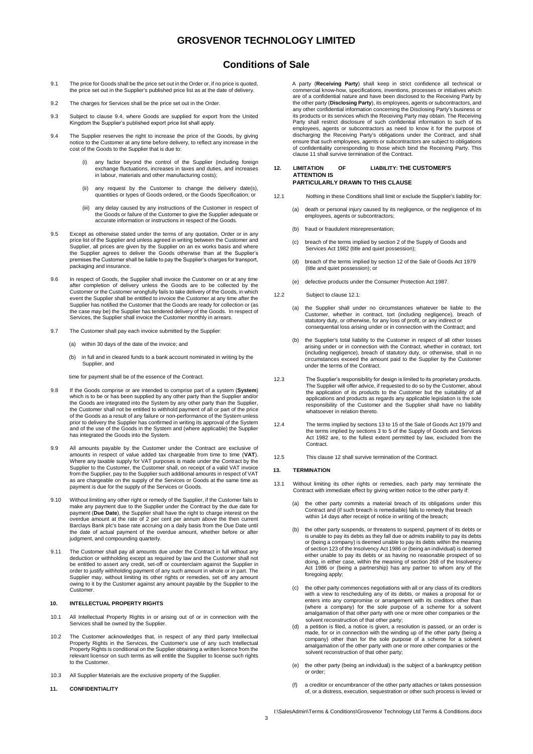9.1 The price for Goods shall be the price set out in the Order or, if no price is quoted, the price set out in the Supplier's published price list as at the date of delivery.

9.2 The charges for Services shall be the price set out in the Order.

9.3 Subject to clause 9.4, where Goods are supplied for export from the United Kingdom the Supplier's published export price list shall apply.

9.4 The Supplier reserves the right to increase the price of the Goods, by giving notice to the Customer at any time before delivery, to reflect any increase in the cost of the Goods to the Supplier that is due to:

(i) any factor beyond the control of the Supplier (including foreign exchange fluctuations, increases in taxes and duties, and increases in labour, materials and other manufacturing costs);

(ii) any request by the Customer to change the delivery date(s), quantities or types of Goods ordered, or the Goods Specification; or

(iii) any delay caused by any instructions of the Customer in respect of the Goods or failure of the Customer to give the Supplier adequate or accurate information or instructions in respect of the Goods.

9.5 Except as otherwise stated under the terms of any quotation, Order or in any price list of the Supplier and unless agreed in writing between the Customer and Supplier, all prices are given by the Supplier on an ex works basis and where the Supplier agrees to deliver the Goods otherwise than at the Supplier's premises the Customer shall be liable to pay the Supplier's charges for transport, packaging and insurance.

9.6 In respect of Goods, the Supplier shall invoice the Customer on or at any time after completion of delivery unless the Goods are to be collected by the Customer or the Customer wrongfully fails to take delivery of the Goods, in which event the Supplier shall be entitled to invoice the Customer at any time after the Supplier has notified the Customer that the Goods are ready for collection or (as the case may be) the Supplier has tendered delivery of the Goods. In respect of Services, the Supplier shall invoice the Customer monthly in arrears.

9.7 The Customer shall pay each invoice submitted by the Supplier:

(a) within 30 days of the date of the invoice; and

(b) in full and in cleared funds to a bank account nominated in writing by the Supplier, and

time for payment shall be of the essence of the Contract.

9.8 If the Goods comprise or are intended to comprise part of a system (**System**) which is to be or has been supplied by any other party than the Supplier and/or the Goods are integrated into the System by any other party than the Supplier, the Customer shall not be entitled to withhold payment of all or part of the price of the Goods as a result of any failure or non-performance of the System unless prior to delivery the Supplier has confirmed in writing its approval of the System and of the use of the Goods in the System and (where applicable) the Supplier has integrated the Goods into the System.

9.9 All amounts payable by the Customer under the Contract are exclusive of amounts in respect of value added tax chargeable from time to time (**VAT**). Where any taxable supply for VAT purposes is made under the Contract by the Supplier to the Customer, the Customer shall, on receipt of a valid VAT invoice from the Supplier, pay to the Supplier such additional amounts in respect of VAT as are chargeable on the supply of the Services or Goods at the same time as payment is due for the supply of the Services or Goods.

9.10 Without limiting any other right or remedy of the Supplier, if the Customer fails to make any payment due to the Supplier under the Contract by the due date for payment (**Due Date**), the Supplier shall have the right to charge interest on the overdue amount at the rate of 2 per cent per annum above the then current Barclays Bank plc's base rate accruing on a daily basis from the Due Date until the date of actual payment of the overdue amount, whether before or after judgment, and compounding quarterly.

9.11 The Customer shall pay all amounts due under the Contract in full without any deduction or withholding except as required by law and the Customer shall not be entitled to assert any credit, set-off or counterclaim against the Supplier in order to justify withholding payment of any such amount in whole or in part. The Supplier may, without limiting its other rights or remedies, set off any amount owing to it by the Customer against any amount payable by the Supplier to the Customer.

## 10. INTELLECTUAL PROPERTY RIGHTS

10.1 All Intellectual Property Rights in or arising out of or in connection with the Services shall be owned by the Supplier.

10.2 The Customer acknowledges that, in respect of any third party Intellectual Property Rights in the Services, the Customer's use of any such Intellectual Property Rights is conditional on the Supplier obtaining a written licence from the relevant licensor on such terms as will entitle the Supplier to license such rights to the Customer.

10.3 All Supplier Materials are the exclusive property of the Supplier.

## 11. CONFIDENTIALITY

A party (**Receiving Party**) shall keep in strict confidence all technical or commercial know-how, specifications, inventions, processes or initiatives which are of a confidential nature and have been disclosed to the Receiving Party by the other party (**Disclosing Party**), its employees, agents or subcontractors, and any other confidential information concerning the Disclosing Party's business or its products or its services which the Receiving Party may obtain. The Receiving Party shall restrict disclosure of such confidential information to such of its employees, agents or subcontractors as need to know it for the purpose of discharging the Receiving Party's obligations under the Contract, and shall ensure that such employees, agents or subcontractors are subject to obligations of confidentiality corresponding to those which bind the Receiving Party. This clause 11 shall survive termination of the Contract.

## 12. LIMITATION OF LIABILITY: THE CUSTOMER'S ATTENTION IS PARTICULARLY DRAWN TO THIS CLAUSE

12.1 Nothing in these Conditions shall limit or exclude the Supplier's liability for:

(a) death or personal injury caused by its negligence, or the negligence of its employees, agents or subcontractors;

(b) fraud or fraudulent misrepresentation;

(c) breach of the terms implied by section 2 of the Supply of Goods and Services Act 1982 (title and quiet possession);

(d) breach of the terms implied by section 12 of the Sale of Goods Act 1979 (title and quiet possession); or

(e) defective products under the Consumer Protection Act 1987.

12.2 Subject to clause 12.1:

(a) the Supplier shall under no circumstances whatever be liable to the Customer, whether in contract, tort (including negligence), breach of statutory duty, or otherwise, for any loss of profit, or any indirect or consequential loss arising under or in connection with the Contract; and

(b) the Supplier's total liability to the Customer in respect of all other losses arising under or in connection with the Contract, whether in contract, tort (including negligence), breach of statutory duty, or otherwise, shall in no circumstances exceed the amount paid to the Supplier by the Customer under the terms of the Contract.

12.3 The Supplier's responsibility for design is limited to its proprietary products. The Supplier will offer advice, if requested to do so by the Customer, about the application of its products to the Customer but the suitability of all applications and products as regards any applicable legislation is the sole responsibility of the Customer and the Supplier shall have no liability whatsoever in relation thereto.

12.4 The terms implied by sections 13 to 15 of the Sale of Goods Act 1979 and the terms implied by sections 3 to 5 of the Supply of Goods and Services Act 1982 are, to the fullest extent permitted by law, excluded from the Contract.

12.5 This clause 12 shall survive termination of the Contract.

## 13. TERMINATION

13.1 Without limiting its other rights or remedies, each party may terminate the Contract with immediate effect by giving written notice to the other party if:

(a) the other party commits a material breach of its obligations under this Contract and (if such breach is remediable) fails to remedy that breach within 14 days after receipt of notice in writing of the breach;

(b) the other party suspends, or threatens to suspend, payment of its debts or is unable to pay its debts as they fall due or admits inability to pay its debts or (being a company) is deemed unable to pay its debts within the meaning of section 123 of the Insolvency Act 1986 or (being an individual) is deemed either unable to pay its debts or as having no reasonable prospect of so doing, in either case, within the meaning of section 268 of the Insolvency Act 1986 or (being a partnership) has any partner to whom any of the foregoing apply;

(c) the other party commences negotiations with all or any class of its creditors with a view to rescheduling any of its debts, or makes a proposal for or enters into any compromise or arrangement with its creditors other than (where a company) for the sole purpose of a scheme for a solvent amalgamation of that other party with one or more other companies or the solvent reconstruction of that other party;

(d) a petition is filed, a notice is given, a resolution is passed, or an order is made, for or in connection with the winding up of the other party (being a company) other than for the sole purpose of a scheme for a solvent amalgamation of the other party with one or more other companies or the solvent reconstruction of that other party;

(e) the other party (being an individual) is the subject of a bankruptcy petition or order;

(f) a creditor or encumbrancer of the other party attaches or takes possession of, or a distress, execution, sequestration or other such process is levied or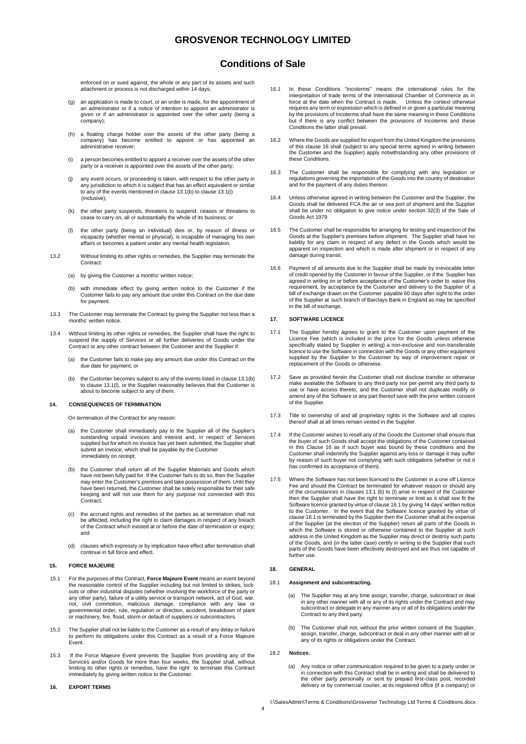enforced on or sued against, the whole or any part of its assets and such attachment or process is not discharged within 14 days;

(g) an application is made to court, or an order is made, for the appointment of an administrator or if a notice of intention to appoint an administrator is given or if an administrator is appointed over the other party (being a company);

(h) a floating charge holder over the assets of the other party (being a company) has become entitled to appoint or has appointed an administrative receiver;

(i) a person becomes entitled to appoint a receiver over the assets of the other party or a receiver is appointed over the assets of the other party;

(j) any event occurs, or proceeding is taken, with respect to the other party in any jurisdiction to which it is subject that has an effect equivalent or similar to any of the events mentioned in clause 13.1(b) to clause 13.1(i) (inclusive);

(k) the other party suspends, threatens to suspend, ceases or threatens to cease to carry on, all or substantially the whole of its business; or

(l) the other party (being an individual) dies or, by reason of illness or incapacity (whether mental or physical), is incapable of managing his own affairs or becomes a patient under any mental health legislation.

13.2 Without limiting its other rights or remedies, the Supplier may terminate the Contract:

(a) by giving the Customer a months' written notice;

(b) with immediate effect by giving written notice to the Customer if the Customer fails to pay any amount due under this Contract on the due date for payment.

13.3 The Customer may terminate the Contract by giving the Supplier not less than a months' written notice.

13.4 Without limiting its other rights or remedies, the Supplier shall have the right to suspend the supply of Services or all further deliveries of Goods under the Contract or any other contract between the Customer and the Supplier if:

(a) the Customer fails to make pay any amount due under this Contract on the due date for payment; or

(b) the Customer becomes subject to any of the events listed in clause 13.1(b) to clause 13.1(l), or the Supplier reasonably believes that the Customer is about to become subject to any of them.

**14. CONSEQUENCES OF TERMINATION**

On termination of the Contract for any reason:

(a) the Customer shall immediately pay to the Supplier all of the Supplier's outstanding unpaid invoices and interest and, in respect of Services supplied but for which no invoice has yet been submitted, the Supplier shall submit an invoice, which shall be payable by the Customer immediately on receipt;

(b) the Customer shall return all of the Supplier Materials and Goods which have not been fully paid for. If the Customer fails to do so, then the Supplier may enter the Customer's premises and take possession of them. Until they have been returned, the Customer shall be solely responsible for their safe keeping and will not use them for any purpose not connected with this Contract;

(c) the accrued rights and remedies of the parties as at termination shall not be affected, including the right to claim damages in respect of any breach of the Contract which existed at or before the date of termination or expiry; and

(d) clauses which expressly or by implication have effect after termination shall continue in full force and effect.

**15. FORCE MAJEURE**

15.1 For the purposes of this Contract, **Force Majeure Event** means an event beyond the reasonable control of the Supplier including but not limited to strikes, lock-outs or other industrial disputes (whether involving the workforce of the party or any other party), failure of a utility service or transport network, act of God, war, riot, civil commotion, malicious damage, compliance with any law or governmental order, rule, regulation or direction, accident, breakdown of plant or machinery, fire, flood, storm or default of suppliers or subcontractors.

15.2 The Supplier shall not be liable to the Customer as a result of any delay or failure to perform its obligations under this Contract as a result of a Force Majeure Event.

15.3 If the Force Majeure Event prevents the Supplier from providing any of the Services and/or Goods for more than four weeks, the Supplier shall, without limiting its other rights or remedies, have the right to terminate this Contract immediately by giving written notice to the Customer.

**16. EXPORT TERMS**

16.1 In these Conditions "Incoterms" means the international rules for the interpretation of trade terms of the International Chamber of Commerce as in force at the date when the Contract is made. Unless the context otherwise requires any term or expression which is defined in or given a particular meaning by the provisions of Incoterms shall have the same meaning in these Conditions but if there is any conflict between the provisions of Incoterms and these Conditions the latter shall prevail.

16.2 Where the Goods are supplied for export from the United Kingdom the provisions of this clause 16 shall (subject to any special terms agreed in writing between the Customer and the Supplier) apply notwithstanding any other provisions of these Conditions.

16.3 The Customer shall be responsible for complying with any legislation or regulations governing the importation of the Goods into the country of destination and for the payment of any duties thereon.

16.4 Unless otherwise agreed in writing between the Customer and the Supplier, the Goods shall be delivered FCA the air or sea port of shipment and the Supplier shall be under no obligation to give notice under section 32(3) of the Sale of Goods Act 1979.

16.5 The Customer shall be responsible for arranging for testing and inspection of the Goods at the Supplier's premises before shipment. The Supplier shall have no liability for any claim in respect of any defect in the Goods which would be apparent on inspection and which is made after shipment or in respect of any damage during transit.

16.6 Payment of all amounts due to the Supplier shall be made by irrevocable letter of credit opened by the Customer in favour of the Supplier, or if the Supplier has agreed in writing on or before acceptance of the Customer's order to waive this requirement, by acceptance by the Customer and delivery to the Supplier of a bill of exchange drawn on the Customer payable 60 days after sight to the order of the Supplier at such branch of Barclays Bank in England as may be specified in the bill of exchange.

**17. SOFTWARE LICENCE**

17.1 The Supplier hereby agrees to grant to the Customer upon payment of the Licence Fee (which is included in the price for the Goods unless otherwise specifically stated by Supplier in writing) a non-exclusive and non-transferable licence to use the Software in connection with the Goods or any other equipment supplied by the Supplier to the Customer by way of improvement repair or replacement of the Goods or otherwise.

17.2 Save as provided herein the Customer shall not disclose transfer or otherwise make available the Software to any third party nor per-permit any third party to use or have access thereto, and the Customer shall not duplicate modify or amend any of the Software or any part thereof save with the prior written consent of the Supplier.

17.3 Title to ownership of and all proprietary rights in the Software and all copies thereof shall at all times remain vested in the Supplier.

17.4 If the Customer wishes to resell any of the Goods the Customer shall ensure that the buyer of such Goods shall accept the obligations of the Customer contained in this Clause 16 as if such buyer was bound by these conditions and the Customer shall indemnify the Supplier against any loss or damage it may suffer by reason of such buyer not complying with such obligations (whether or not it has confirmed its acceptance of them).

17.5 Where the Software has not been licenced to the Customer in a one off Licence Fee and should the Contract be terminated for whatever reason or should any of the circumstances in clauses 13.1 (b) to (l) arise in respect of the Customer then the Supplier shall have the right to terminate or limit as it shall see fit the Software licence granted by virtue of clause 16.1 by giving 14 days' written notice to the Customer. In the event that the Software licence granted by virtue of clause 16.1 is terminated by the Supplier then the Customer shall at the expense of the Supplier (at the election of the Supplier) return all parts of the Goods in which the Software is stored or otherwise contained to the Supplier at such address in the United Kingdom as the Supplier may direct or destroy such parts of the Goods, and (in the latter case) certify in writing to the Supplier that such parts of the Goods have been effectively destroyed and are thus not capable of further use.

**18. GENERAL**

18.1 **Assignment and subcontracting.**

(a) The Supplier may at any time assign, transfer, charge, subcontract or deal in any other manner with all or any of its rights under the Contract and may subcontract or delegate in any manner any or all of its obligations under the Contract to any third party.

(b) The Customer shall not, without the prior written consent of the Supplier, assign, transfer, charge, subcontract or deal in any other manner with all or any of its rights or obligations under the Contract.

18.2 **Notices.**

(a) Any notice or other communication required to be given to a party under or in connection with this Contract shall be in writing and shall be delivered to the other party personally or sent by prepaid first-class post, recorded delivery or by commercial courier, at its registered office (if a company) or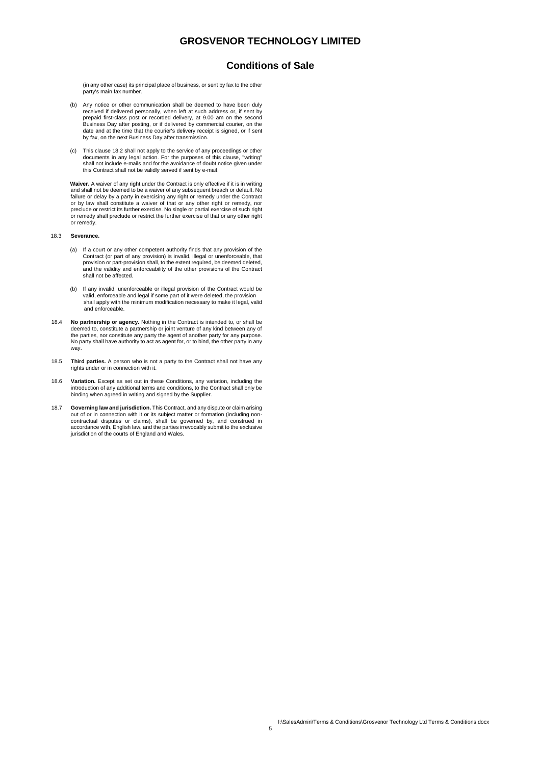# GROSVENOR TECHNOLOGY LIMITED

## Conditions of Sale

(in any other case) its principal place of business, or sent by fax to the other party's main fax number.

(b) Any notice or other communication shall be deemed to have been duly received if delivered personally, when left at such address or, if sent by prepaid first-class post or recorded delivery, at 9.00 am on the second Business Day after posting, or if delivered by commercial courier, on the date and at the time that the courier's delivery receipt is signed, or if sent by fax, on the next Business Day after transmission.

(c) This clause 18.2 shall not apply to the service of any proceedings or other documents in any legal action. For the purposes of this clause, "writing" shall not include e-mails and for the avoidance of doubt notice given under this Contract shall not be validly served if sent by e-mail.

**Waiver.** A waiver of any right under the Contract is only effective if it is in writing and shall not be deemed to be a waiver of any subsequent breach or default. No failure or delay by a party in exercising any right or remedy under the Contract or by law shall constitute a waiver of that or any other right or remedy, nor preclude or restrict its further exercise. No single or partial exercise of such right or remedy shall preclude or restrict the further exercise of that or any other right or remedy.

18.3 **Severance.**

(a) If a court or any other competent authority finds that any provision of the Contract (or part of any provision) is invalid, illegal or unenforceable, that provision or part-provision shall, to the extent required, be deemed deleted, and the validity and enforceability of the other provisions of the Contract shall not be affected.

(b) If any invalid, unenforceable or illegal provision of the Contract would be valid, enforceable and legal if some part of it were deleted, the provision shall apply with the minimum modification necessary to make it legal, valid and enforceable.

18.4 **No partnership or agency.** Nothing in the Contract is intended to, or shall be deemed to, constitute a partnership or joint venture of any kind between any of the parties, nor constitute any party the agent of another party for any purpose. No party shall have authority to act as agent for, or to bind, the other party in any way.

18.5 **Third parties.** A person who is not a party to the Contract shall not have any rights under or in connection with it.

18.6 **Variation.** Except as set out in these Conditions, any variation, including the introduction of any additional terms and conditions, to the Contract shall only be binding when agreed in writing and signed by the Supplier.

18.7 **Governing law and jurisdiction.** This Contract, and any dispute or claim arising out of or in connection with it or its subject matter or formation (including non-contractual disputes or claims), shall be governed by, and construed in accordance with, English law, and the parties irrevocably submit to the exclusive jurisdiction of the courts of England and Wales.